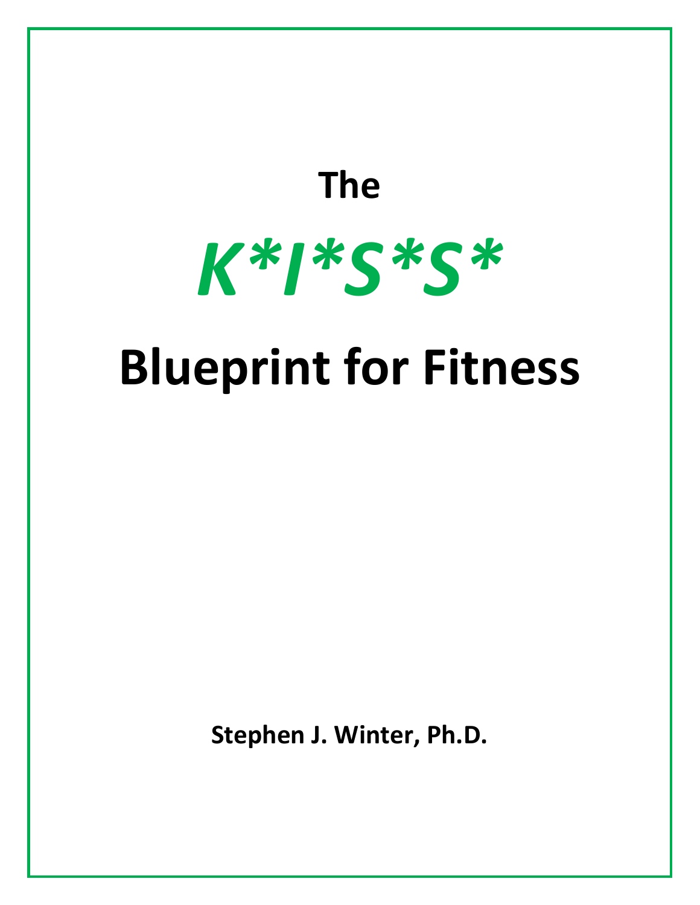# The

# *K*I*S*S**

# Blueprint for Fitness

**Stephen J. Winter, Ph.D.**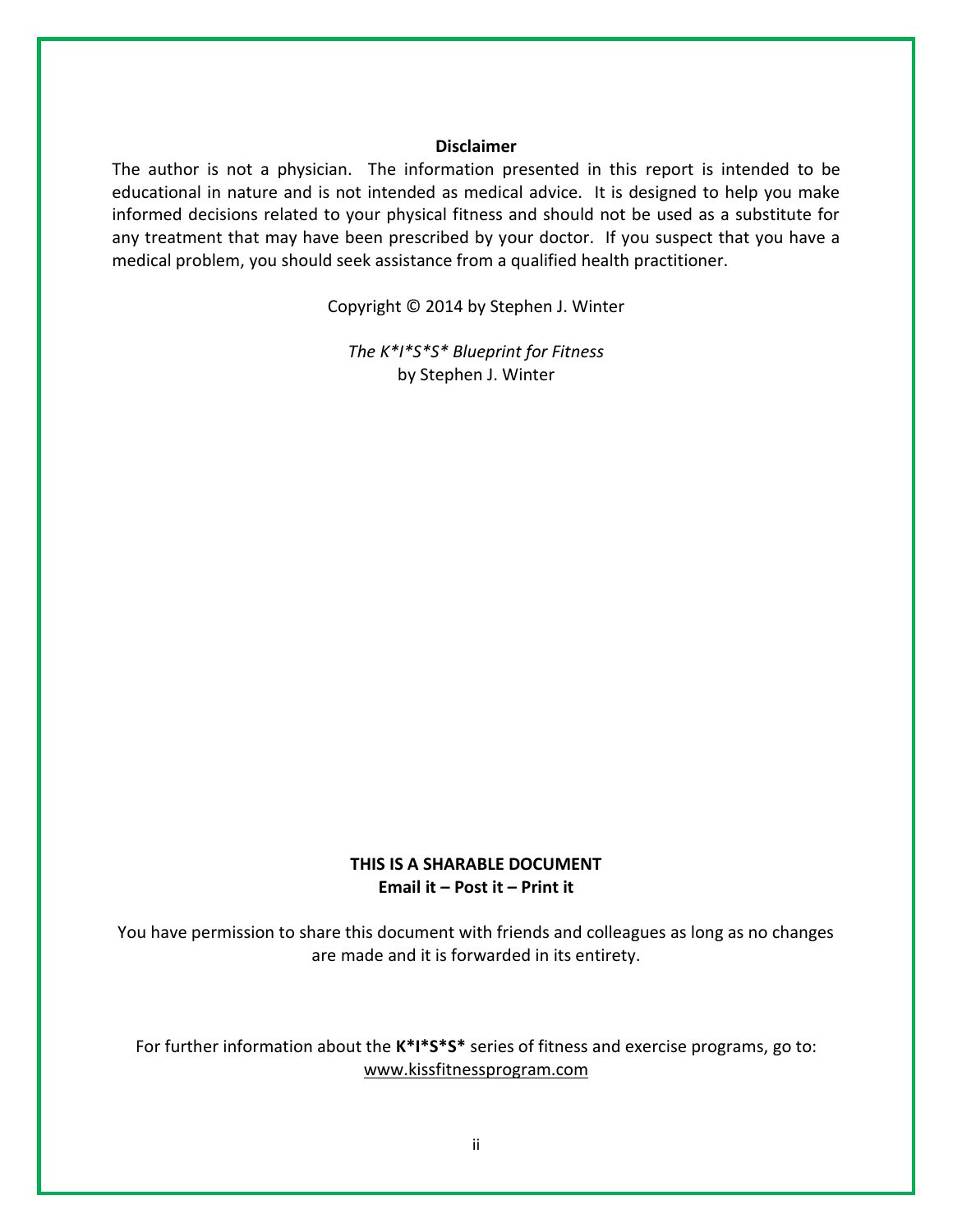**Disclaimer**

The author is not a physician. The information presented in this report is intended to be educational in nature and is not intended as medical advice. It is designed to help you make informed decisions related to your physical fitness and should not be used as a substitute for any treatment that may have been prescribed by your doctor. If you suspect that you have a medical problem, you should seek assistance from a qualified health practitioner.

Copyright © 2014 by Stephen J. Winter

*The K*I*S*S* Blueprint for Fitness*
by Stephen J. Winter

**THIS IS A SHARABLE DOCUMENT**
**Email it – Post it – Print it**

You have permission to share this document with friends and colleagues as long as no changes are made and it is forwarded in its entirety.

For further information about the **K*I*S*S*** series of fitness and exercise programs, go to: www.kissfitnessprogram.com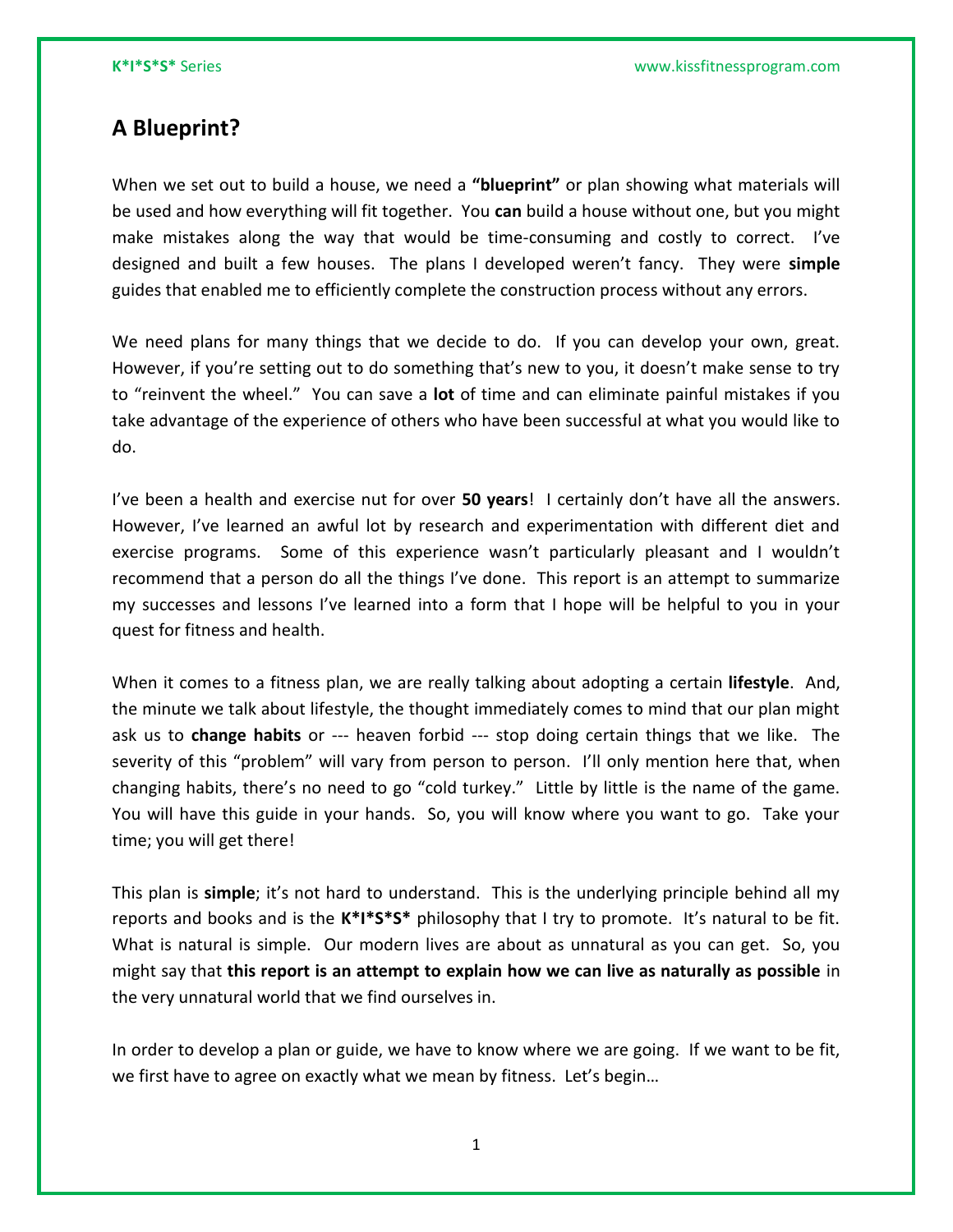## A Blueprint?

When we set out to build a house, we need a **"blueprint"** or plan showing what materials will be used and how everything will fit together. You **can** build a house without one, but you might make mistakes along the way that would be time-consuming and costly to correct. I've designed and built a few houses. The plans I developed weren't fancy. They were **simple** guides that enabled me to efficiently complete the construction process without any errors.

We need plans for many things that we decide to do. If you can develop your own, great. However, if you're setting out to do something that's new to you, it doesn't make sense to try to "reinvent the wheel." You can save a **lot** of time and can eliminate painful mistakes if you take advantage of the experience of others who have been successful at what you would like to do.

I've been a health and exercise nut for over **50 years**! I certainly don't have all the answers. However, I've learned an awful lot by research and experimentation with different diet and exercise programs. Some of this experience wasn't particularly pleasant and I wouldn't recommend that a person do all the things I've done. This report is an attempt to summarize my successes and lessons I've learned into a form that I hope will be helpful to you in your quest for fitness and health.

When it comes to a fitness plan, we are really talking about adopting a certain **lifestyle**. And, the minute we talk about lifestyle, the thought immediately comes to mind that our plan might ask us to **change habits** or --- heaven forbid --- stop doing certain things that we like. The severity of this "problem" will vary from person to person. I'll only mention here that, when changing habits, there's no need to go "cold turkey." Little by little is the name of the game. You will have this guide in your hands. So, you will know where you want to go. Take your time; you will get there!

This plan is **simple**; it's not hard to understand. This is the underlying principle behind all my reports and books and is the **K*I*S*S*** philosophy that I try to promote. It's natural to be fit. What is natural is simple. Our modern lives are about as unnatural as you can get. So, you might say that **this report is an attempt to explain how we can live as naturally as possible** in the very unnatural world that we find ourselves in.

In order to develop a plan or guide, we have to know where we are going. If we want to be fit, we first have to agree on exactly what we mean by fitness. Let's begin…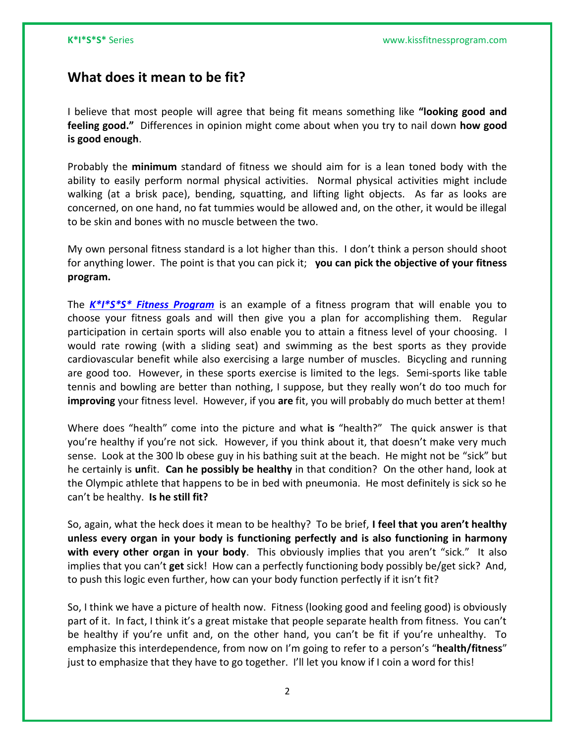## What does it mean to be fit?

I believe that most people will agree that being fit means something like **"looking good and feeling good."** Differences in opinion might come about when you try to nail down **how good is good enough**.

Probably the **minimum** standard of fitness we should aim for is a lean toned body with the ability to easily perform normal physical activities. Normal physical activities might include walking (at a brisk pace), bending, squatting, and lifting light objects. As far as looks are concerned, on one hand, no fat tummies would be allowed and, on the other, it would be illegal to be skin and bones with no muscle between the two.

My own personal fitness standard is a lot higher than this. I don't think a person should shoot for anything lower. The point is that you can pick it; **you can pick the objective of your fitness program.**

The ***K*I*S*S* Fitness Program*** is an example of a fitness program that will enable you to choose your fitness goals and will then give you a plan for accomplishing them. Regular participation in certain sports will also enable you to attain a fitness level of your choosing. I would rate rowing (with a sliding seat) and swimming as the best sports as they provide cardiovascular benefit while also exercising a large number of muscles. Bicycling and running are good too. However, in these sports exercise is limited to the legs. Semi-sports like table tennis and bowling are better than nothing, I suppose, but they really won't do too much for **improving** your fitness level. However, if you **are** fit, you will probably do much better at them!

Where does "health" come into the picture and what **is** "health?" The quick answer is that you're healthy if you're not sick. However, if you think about it, that doesn't make very much sense. Look at the 300 lb obese guy in his bathing suit at the beach. He might not be "sick" but he certainly is **un**fit. **Can he possibly be healthy** in that condition? On the other hand, look at the Olympic athlete that happens to be in bed with pneumonia. He most definitely is sick so he can't be healthy. **Is he still fit?**

So, again, what the heck does it mean to be healthy? To be brief, **I feel that you aren't healthy unless every organ in your body is functioning perfectly and is also functioning in harmony with every other organ in your body**. This obviously implies that you aren't "sick." It also implies that you can't **get** sick! How can a perfectly functioning body possibly be/get sick? And, to push this logic even further, how can your body function perfectly if it isn't fit?

So, I think we have a picture of health now. Fitness (looking good and feeling good) is obviously part of it. In fact, I think it's a great mistake that people separate health from fitness. You can't be healthy if you're unfit and, on the other hand, you can't be fit if you're unhealthy. To emphasize this interdependence, from now on I'm going to refer to a person's "**health/fitness**" just to emphasize that they have to go together. I'll let you know if I coin a word for this!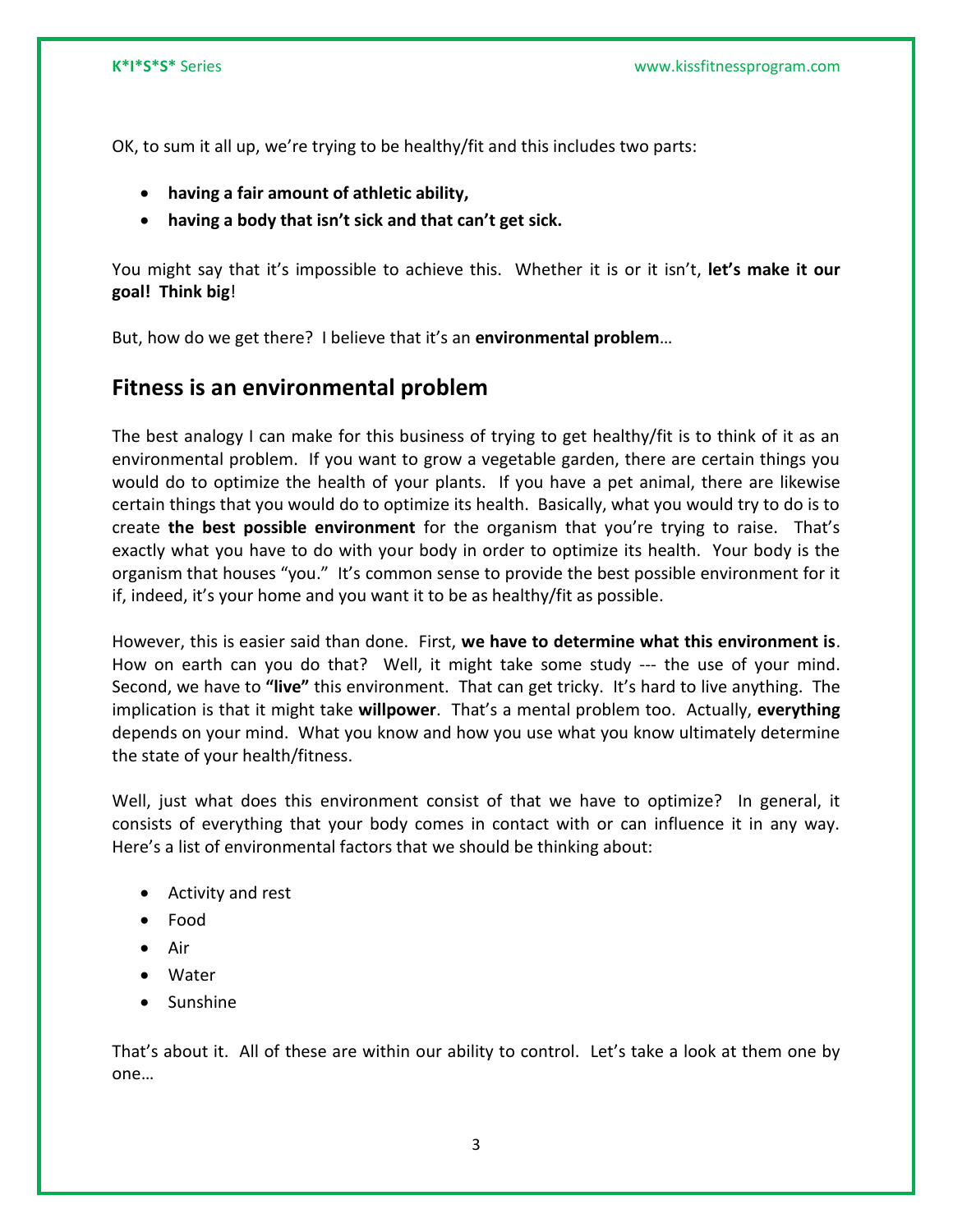OK, to sum it all up, we're trying to be healthy/fit and this includes two parts:

- **having a fair amount of athletic ability,**
- **having a body that isn't sick and that can't get sick.**

You might say that it's impossible to achieve this. Whether it is or it isn't, **let's make it our goal! Think big**!

But, how do we get there? I believe that it's an **environmental problem**…

## Fitness is an environmental problem

The best analogy I can make for this business of trying to get healthy/fit is to think of it as an environmental problem. If you want to grow a vegetable garden, there are certain things you would do to optimize the health of your plants. If you have a pet animal, there are likewise certain things that you would do to optimize its health. Basically, what you would try to do is to create **the best possible environment** for the organism that you're trying to raise. That's exactly what you have to do with your body in order to optimize its health. Your body is the organism that houses "you." It's common sense to provide the best possible environment for it if, indeed, it's your home and you want it to be as healthy/fit as possible.

However, this is easier said than done. First, **we have to determine what this environment is**. How on earth can you do that? Well, it might take some study --- the use of your mind. Second, we have to **"live"** this environment. That can get tricky. It's hard to live anything. The implication is that it might take **willpower**. That's a mental problem too. Actually, **everything** depends on your mind. What you know and how you use what you know ultimately determine the state of your health/fitness.

Well, just what does this environment consist of that we have to optimize? In general, it consists of everything that your body comes in contact with or can influence it in any way. Here's a list of environmental factors that we should be thinking about:

- Activity and rest
- Food
- Air
- Water
- Sunshine

That's about it. All of these are within our ability to control. Let's take a look at them one by one…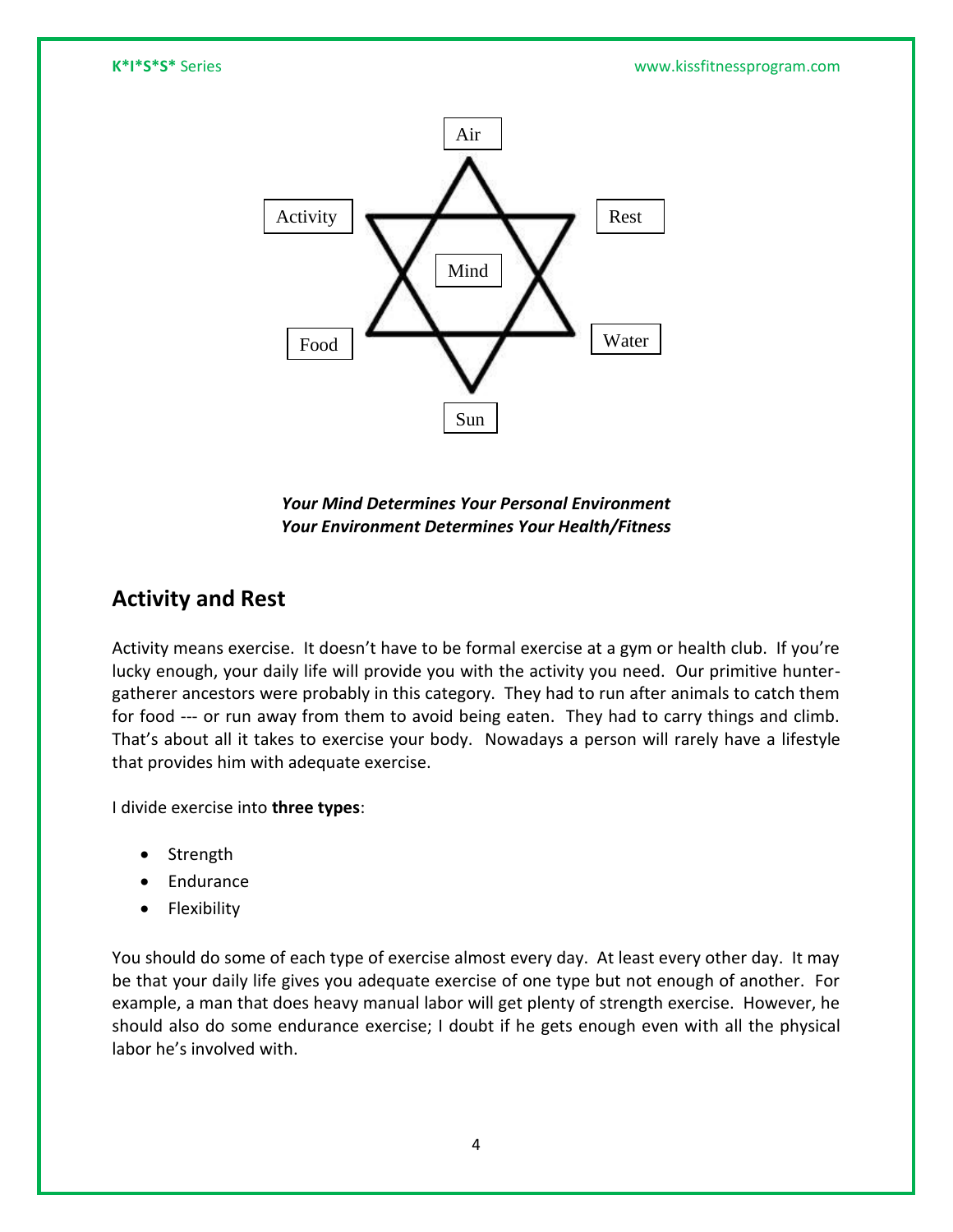Air

Activity

Rest

Mind

Food

Water

Sun

***Your Mind Determines Your Personal Environment***
***Your Environment Determines Your Health/Fitness***

## Activity and Rest

Activity means exercise. It doesn't have to be formal exercise at a gym or health club. If you're lucky enough, your daily life will provide you with the activity you need. Our primitive hunter-gatherer ancestors were probably in this category. They had to run after animals to catch them for food --- or run away from them to avoid being eaten. They had to carry things and climb. That's about all it takes to exercise your body. Nowadays a person will rarely have a lifestyle that provides him with adequate exercise.

I divide exercise into **three types**:

- Strength
- Endurance
- Flexibility

You should do some of each type of exercise almost every day. At least every other day. It may be that your daily life gives you adequate exercise of one type but not enough of another. For example, a man that does heavy manual labor will get plenty of strength exercise. However, he should also do some endurance exercise; I doubt if he gets enough even with all the physical labor he's involved with.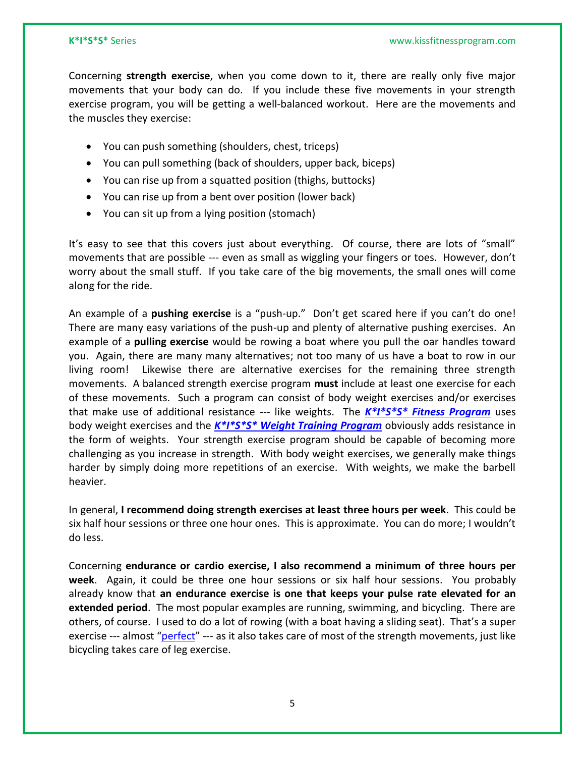Concerning **strength exercise**, when you come down to it, there are really only five major movements that your body can do. If you include these five movements in your strength exercise program, you will be getting a well-balanced workout. Here are the movements and the muscles they exercise:

- You can push something (shoulders, chest, triceps)
- You can pull something (back of shoulders, upper back, biceps)
- You can rise up from a squatted position (thighs, buttocks)
- You can rise up from a bent over position (lower back)
- You can sit up from a lying position (stomach)

It's easy to see that this covers just about everything. Of course, there are lots of "small" movements that are possible --- even as small as wiggling your fingers or toes. However, don't worry about the small stuff. If you take care of the big movements, the small ones will come along for the ride.

An example of a **pushing exercise** is a "push-up." Don't get scared here if you can't do one! There are many easy variations of the push-up and plenty of alternative pushing exercises. An example of a **pulling exercise** would be rowing a boat where you pull the oar handles toward you. Again, there are many many alternatives; not too many of us have a boat to row in our living room! Likewise there are alternative exercises for the remaining three strength movements. A balanced strength exercise program **must** include at least one exercise for each of these movements. Such a program can consist of body weight exercises and/or exercises that make use of additional resistance --- like weights. The ***K*I*S*S* Fitness Program*** uses body weight exercises and the ***K*I*S*S* Weight Training Program*** obviously adds resistance in the form of weights. Your strength exercise program should be capable of becoming more challenging as you increase in strength. With body weight exercises, we generally make things harder by simply doing more repetitions of an exercise. With weights, we make the barbell heavier.

In general, **I recommend doing strength exercises at least three hours per week**. This could be six half hour sessions or three one hour ones. This is approximate. You can do more; I wouldn't do less.

Concerning **endurance or cardio exercise, I also recommend a minimum of three hours per week**. Again, it could be three one hour sessions or six half hour sessions. You probably already know that **an endurance exercise is one that keeps your pulse rate elevated for an extended period**. The most popular examples are running, swimming, and bicycling. There are others, of course. I used to do a lot of rowing (with a boat having a sliding seat). That's a super exercise --- almost "perfect" --- as it also takes care of most of the strength movements, just like bicycling takes care of leg exercise.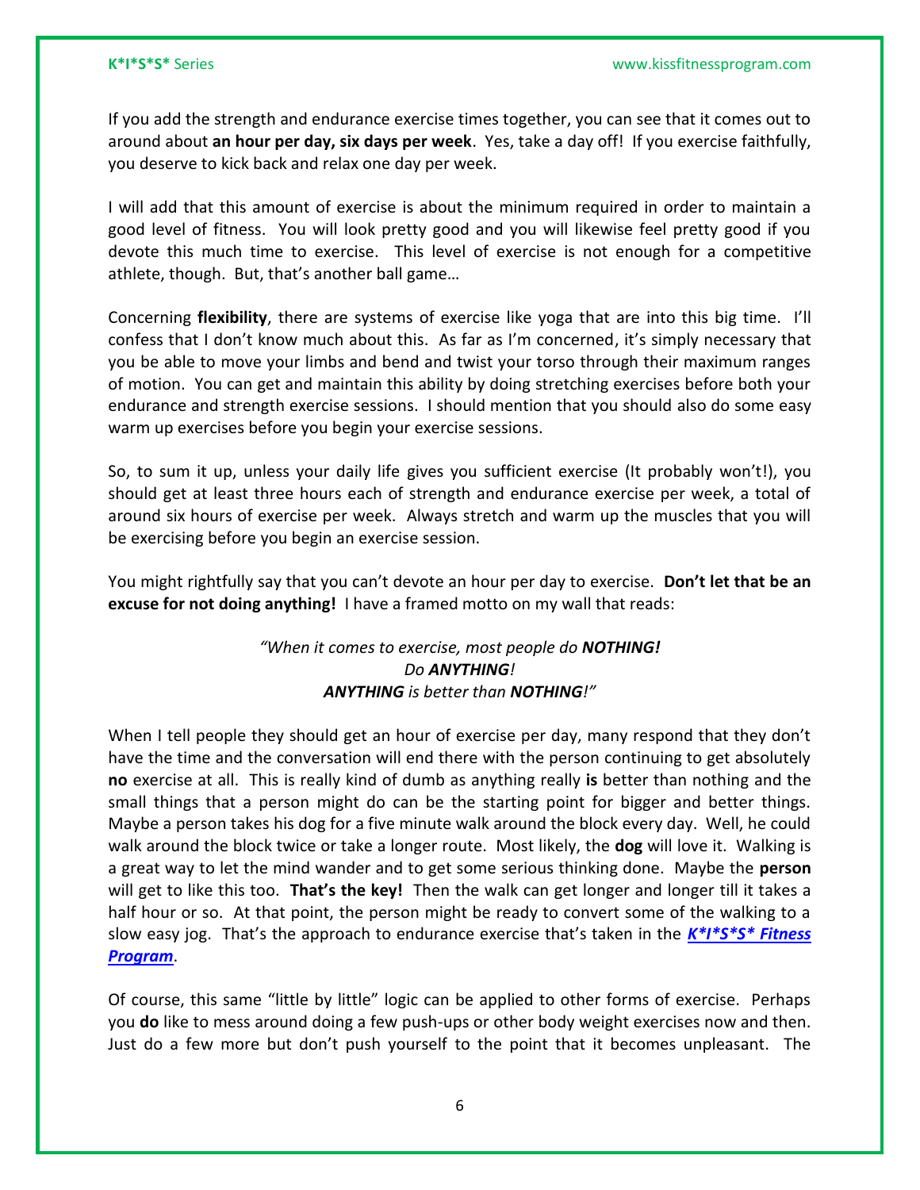If you add the strength and endurance exercise times together, you can see that it comes out to around about **an hour per day, six days per week**. Yes, take a day off! If you exercise faithfully, you deserve to kick back and relax one day per week.

I will add that this amount of exercise is about the minimum required in order to maintain a good level of fitness. You will look pretty good and you will likewise feel pretty good if you devote this much time to exercise. This level of exercise is not enough for a competitive athlete, though. But, that's another ball game…

Concerning **flexibility**, there are systems of exercise like yoga that are into this big time. I'll confess that I don't know much about this. As far as I'm concerned, it's simply necessary that you be able to move your limbs and bend and twist your torso through their maximum ranges of motion. You can get and maintain this ability by doing stretching exercises before both your endurance and strength exercise sessions. I should mention that you should also do some easy warm up exercises before you begin your exercise sessions.

So, to sum it up, unless your daily life gives you sufficient exercise (It probably won't!), you should get at least three hours each of strength and endurance exercise per week, a total of around six hours of exercise per week. Always stretch and warm up the muscles that you will be exercising before you begin an exercise session.

You might rightfully say that you can't devote an hour per day to exercise. **Don't let that be an excuse for not doing anything!** I have a framed motto on my wall that reads:

*"When it comes to exercise, most people do* ***NOTHING!***
*Do* ***ANYTHING****!*
***ANYTHING*** *is better than* ***NOTHING****!"*

When I tell people they should get an hour of exercise per day, many respond that they don't have the time and the conversation will end there with the person continuing to get absolutely **no** exercise at all. This is really kind of dumb as anything really **is** better than nothing and the small things that a person might do can be the starting point for bigger and better things. Maybe a person takes his dog for a five minute walk around the block every day. Well, he could walk around the block twice or take a longer route. Most likely, the **dog** will love it. Walking is a great way to let the mind wander and to get some serious thinking done. Maybe the **person** will get to like this too. **That's the key!** Then the walk can get longer and longer till it takes a half hour or so. At that point, the person might be ready to convert some of the walking to a slow easy jog. That's the approach to endurance exercise that's taken in the ***K*I*S*S* Fitness Program***.

Of course, this same "little by little" logic can be applied to other forms of exercise. Perhaps you **do** like to mess around doing a few push-ups or other body weight exercises now and then. Just do a few more but don't push yourself to the point that it becomes unpleasant. The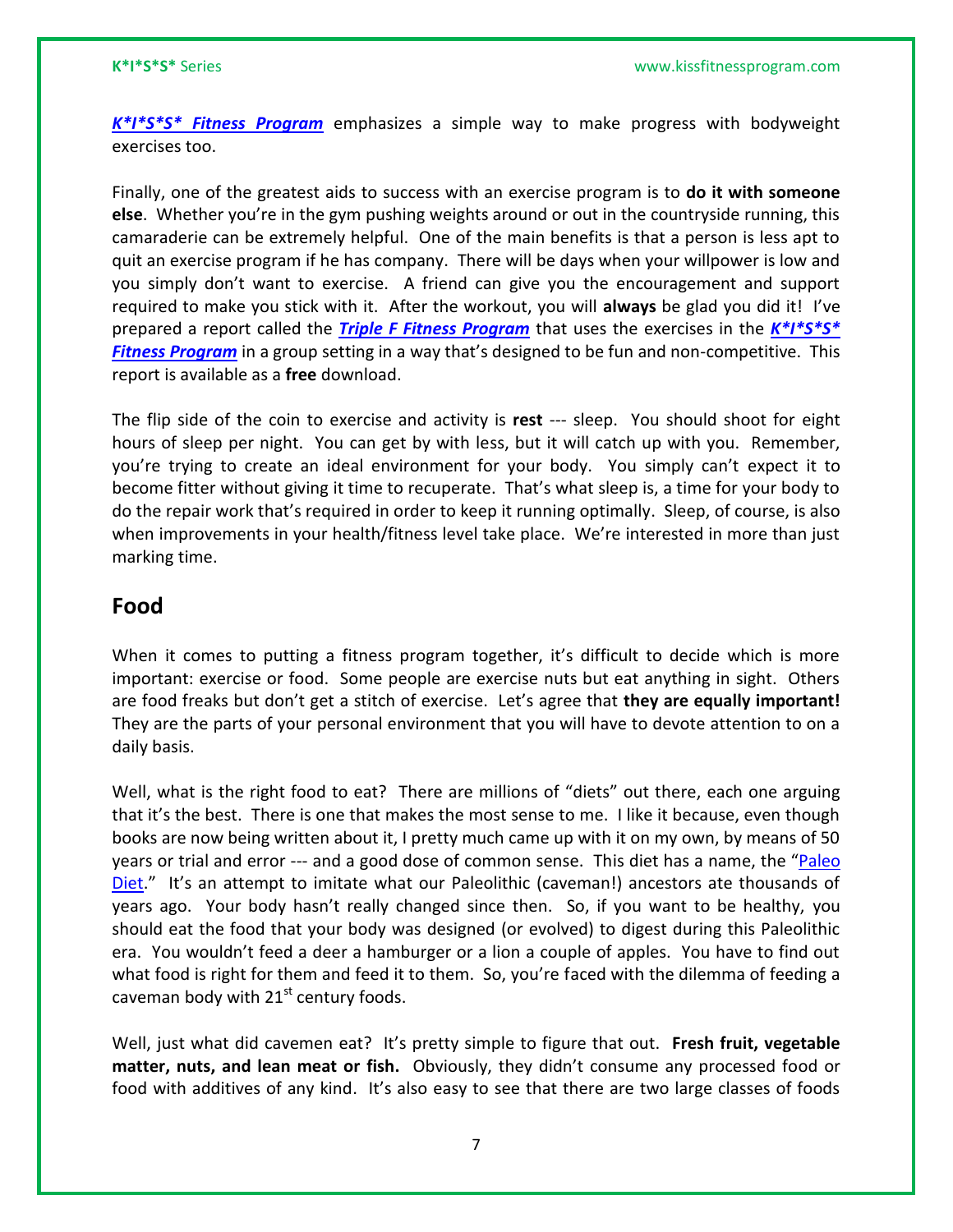***K*I*S*S* Fitness Program*** emphasizes a simple way to make progress with bodyweight exercises too.

Finally, one of the greatest aids to success with an exercise program is to **do it with someone else**. Whether you're in the gym pushing weights around or out in the countryside running, this camaraderie can be extremely helpful. One of the main benefits is that a person is less apt to quit an exercise program if he has company. There will be days when your willpower is low and you simply don't want to exercise. A friend can give you the encouragement and support required to make you stick with it. After the workout, you will **always** be glad you did it! I've prepared a report called the ***Triple F Fitness Program*** that uses the exercises in the ***K*I*S*S* Fitness Program*** in a group setting in a way that's designed to be fun and non-competitive. This report is available as a **free** download.

The flip side of the coin to exercise and activity is **rest** --- sleep. You should shoot for eight hours of sleep per night. You can get by with less, but it will catch up with you. Remember, you're trying to create an ideal environment for your body. You simply can't expect it to become fitter without giving it time to recuperate. That's what sleep is, a time for your body to do the repair work that's required in order to keep it running optimally. Sleep, of course, is also when improvements in your health/fitness level take place. We're interested in more than just marking time.

## Food

When it comes to putting a fitness program together, it's difficult to decide which is more important: exercise or food. Some people are exercise nuts but eat anything in sight. Others are food freaks but don't get a stitch of exercise. Let's agree that **they are equally important!** They are the parts of your personal environment that you will have to devote attention to on a daily basis.

Well, what is the right food to eat? There are millions of "diets" out there, each one arguing that it's the best. There is one that makes the most sense to me. I like it because, even though books are now being written about it, I pretty much came up with it on my own, by means of 50 years or trial and error --- and a good dose of common sense. This diet has a name, the "Paleo Diet." It's an attempt to imitate what our Paleolithic (caveman!) ancestors ate thousands of years ago. Your body hasn't really changed since then. So, if you want to be healthy, you should eat the food that your body was designed (or evolved) to digest during this Paleolithic era. You wouldn't feed a deer a hamburger or a lion a couple of apples. You have to find out what food is right for them and feed it to them. So, you're faced with the dilemma of feeding a caveman body with 21st century foods.

Well, just what did cavemen eat? It's pretty simple to figure that out. **Fresh fruit, vegetable matter, nuts, and lean meat or fish.** Obviously, they didn't consume any processed food or food with additives of any kind. It's also easy to see that there are two large classes of foods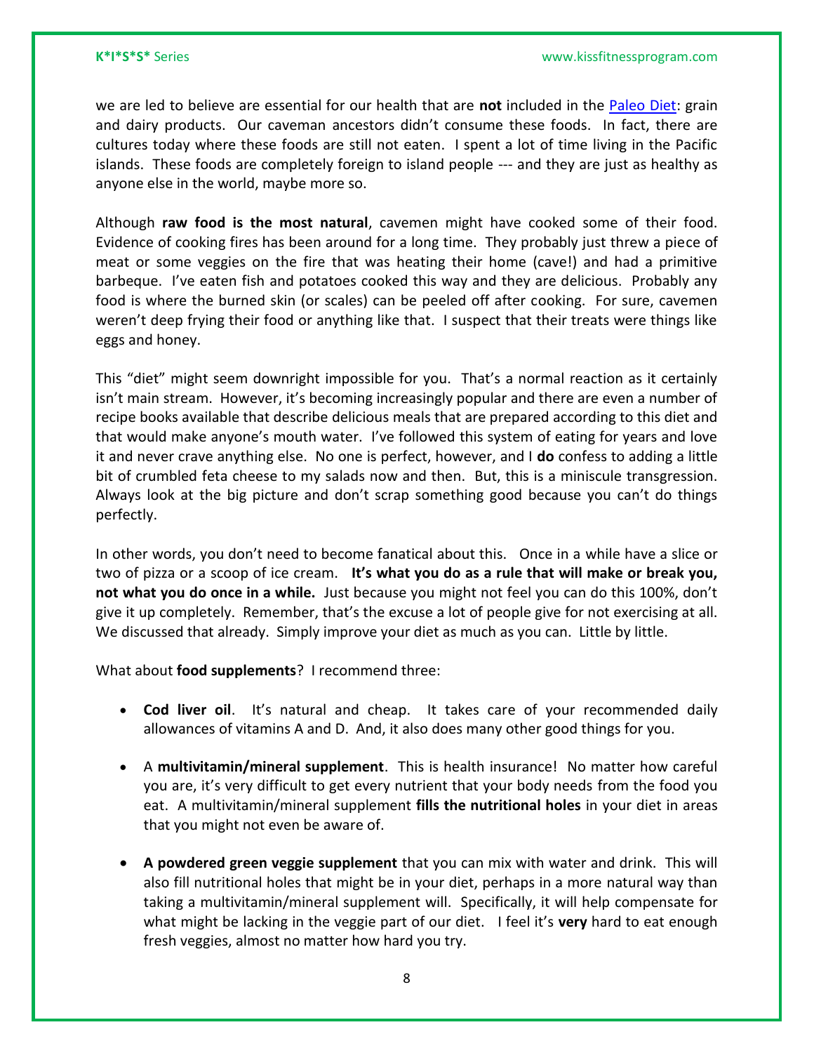we are led to believe are essential for our health that are **not** included in the Paleo Diet: grain and dairy products. Our caveman ancestors didn't consume these foods. In fact, there are cultures today where these foods are still not eaten. I spent a lot of time living in the Pacific islands. These foods are completely foreign to island people --- and they are just as healthy as anyone else in the world, maybe more so.

Although **raw food is the most natural**, cavemen might have cooked some of their food. Evidence of cooking fires has been around for a long time. They probably just threw a piece of meat or some veggies on the fire that was heating their home (cave!) and had a primitive barbeque. I've eaten fish and potatoes cooked this way and they are delicious. Probably any food is where the burned skin (or scales) can be peeled off after cooking. For sure, cavemen weren't deep frying their food or anything like that. I suspect that their treats were things like eggs and honey.

This "diet" might seem downright impossible for you. That's a normal reaction as it certainly isn't main stream. However, it's becoming increasingly popular and there are even a number of recipe books available that describe delicious meals that are prepared according to this diet and that would make anyone's mouth water. I've followed this system of eating for years and love it and never crave anything else. No one is perfect, however, and I **do** confess to adding a little bit of crumbled feta cheese to my salads now and then. But, this is a miniscule transgression. Always look at the big picture and don't scrap something good because you can't do things perfectly.

In other words, you don't need to become fanatical about this. Once in a while have a slice or two of pizza or a scoop of ice cream. **It's what you do as a rule that will make or break you, not what you do once in a while.** Just because you might not feel you can do this 100%, don't give it up completely. Remember, that's the excuse a lot of people give for not exercising at all. We discussed that already. Simply improve your diet as much as you can. Little by little.

What about **food supplements**? I recommend three:

- **Cod liver oil**. It's natural and cheap. It takes care of your recommended daily allowances of vitamins A and D. And, it also does many other good things for you.
- A **multivitamin/mineral supplement**. This is health insurance! No matter how careful you are, it's very difficult to get every nutrient that your body needs from the food you eat. A multivitamin/mineral supplement **fills the nutritional holes** in your diet in areas that you might not even be aware of.
- **A powdered green veggie supplement** that you can mix with water and drink. This will also fill nutritional holes that might be in your diet, perhaps in a more natural way than taking a multivitamin/mineral supplement will. Specifically, it will help compensate for what might be lacking in the veggie part of our diet. I feel it's **very** hard to eat enough fresh veggies, almost no matter how hard you try.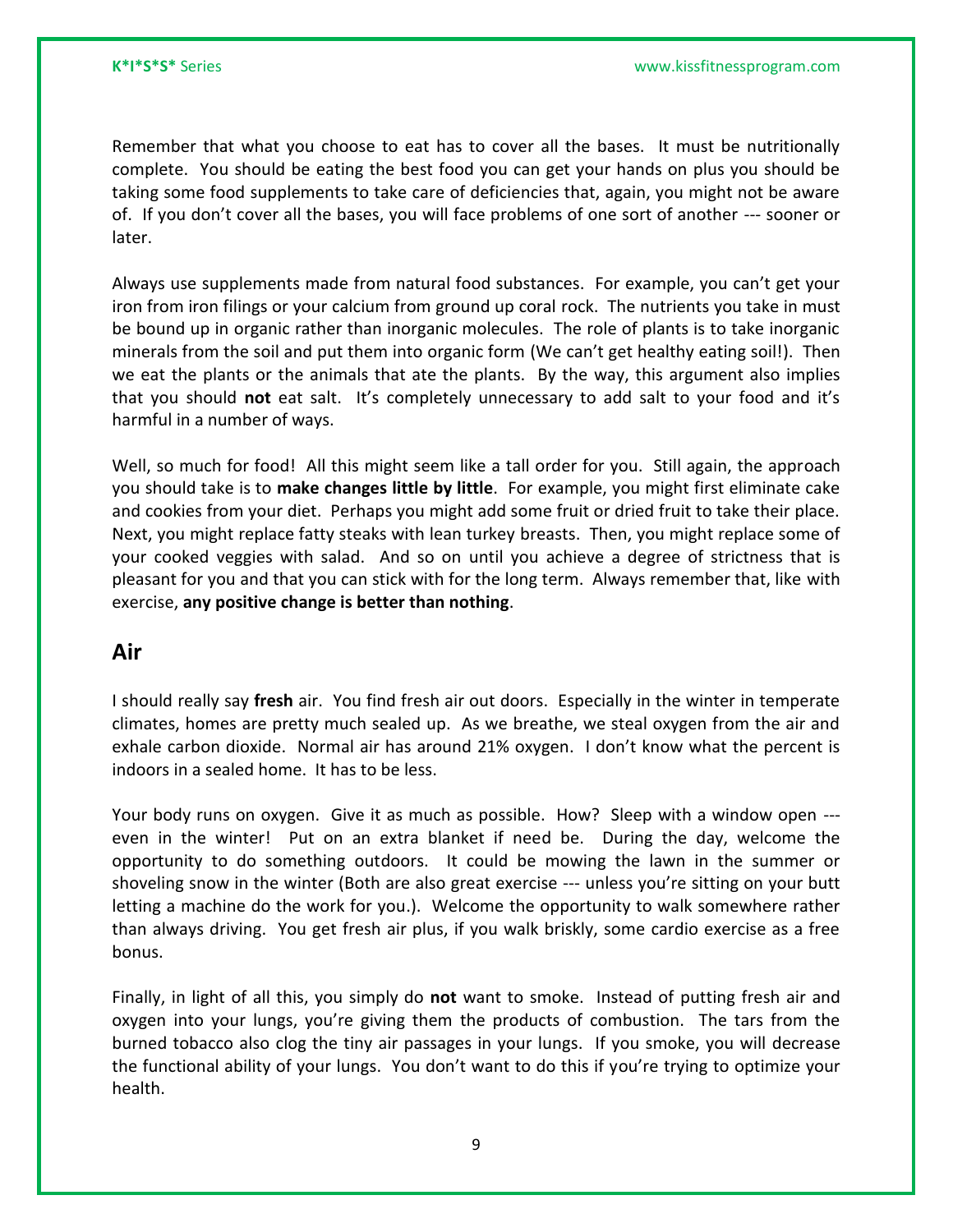Remember that what you choose to eat has to cover all the bases. It must be nutritionally complete. You should be eating the best food you can get your hands on plus you should be taking some food supplements to take care of deficiencies that, again, you might not be aware of. If you don't cover all the bases, you will face problems of one sort of another --- sooner or later.

Always use supplements made from natural food substances. For example, you can't get your iron from iron filings or your calcium from ground up coral rock. The nutrients you take in must be bound up in organic rather than inorganic molecules. The role of plants is to take inorganic minerals from the soil and put them into organic form (We can't get healthy eating soil!). Then we eat the plants or the animals that ate the plants. By the way, this argument also implies that you should **not** eat salt. It's completely unnecessary to add salt to your food and it's harmful in a number of ways.

Well, so much for food! All this might seem like a tall order for you. Still again, the approach you should take is to **make changes little by little**. For example, you might first eliminate cake and cookies from your diet. Perhaps you might add some fruit or dried fruit to take their place. Next, you might replace fatty steaks with lean turkey breasts. Then, you might replace some of your cooked veggies with salad. And so on until you achieve a degree of strictness that is pleasant for you and that you can stick with for the long term. Always remember that, like with exercise, **any positive change is better than nothing**.

## Air

I should really say **fresh** air. You find fresh air out doors. Especially in the winter in temperate climates, homes are pretty much sealed up. As we breathe, we steal oxygen from the air and exhale carbon dioxide. Normal air has around 21% oxygen. I don't know what the percent is indoors in a sealed home. It has to be less.

Your body runs on oxygen. Give it as much as possible. How? Sleep with a window open --- even in the winter! Put on an extra blanket if need be. During the day, welcome the opportunity to do something outdoors. It could be mowing the lawn in the summer or shoveling snow in the winter (Both are also great exercise --- unless you're sitting on your butt letting a machine do the work for you.). Welcome the opportunity to walk somewhere rather than always driving. You get fresh air plus, if you walk briskly, some cardio exercise as a free bonus.

Finally, in light of all this, you simply do **not** want to smoke. Instead of putting fresh air and oxygen into your lungs, you're giving them the products of combustion. The tars from the burned tobacco also clog the tiny air passages in your lungs. If you smoke, you will decrease the functional ability of your lungs. You don't want to do this if you're trying to optimize your health.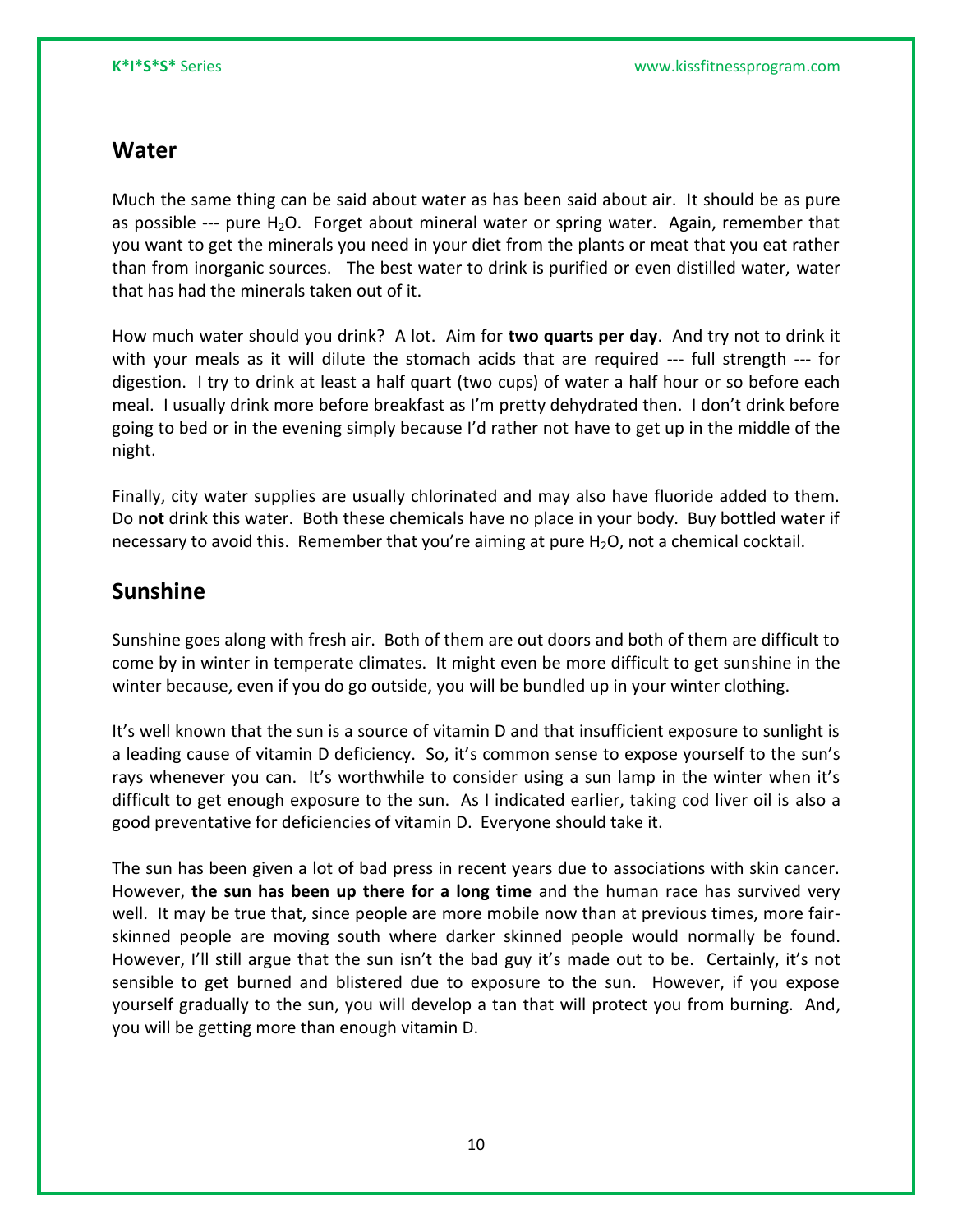## Water

Much the same thing can be said about water as has been said about air. It should be as pure as possible --- pure $H_2O$. Forget about mineral water or spring water. Again, remember that you want to get the minerals you need in your diet from the plants or meat that you eat rather than from inorganic sources. The best water to drink is purified or even distilled water, water that has had the minerals taken out of it.

How much water should you drink? A lot. Aim for **two quarts per day**. And try not to drink it with your meals as it will dilute the stomach acids that are required --- full strength --- for digestion. I try to drink at least a half quart (two cups) of water a half hour or so before each meal. I usually drink more before breakfast as I'm pretty dehydrated then. I don't drink before going to bed or in the evening simply because I'd rather not have to get up in the middle of the night.

Finally, city water supplies are usually chlorinated and may also have fluoride added to them. Do **not** drink this water. Both these chemicals have no place in your body. Buy bottled water if necessary to avoid this. Remember that you're aiming at pure $H_2O$, not a chemical cocktail.

## Sunshine

Sunshine goes along with fresh air. Both of them are out doors and both of them are difficult to come by in winter in temperate climates. It might even be more difficult to get sunshine in the winter because, even if you do go outside, you will be bundled up in your winter clothing.

It's well known that the sun is a source of vitamin D and that insufficient exposure to sunlight is a leading cause of vitamin D deficiency. So, it's common sense to expose yourself to the sun's rays whenever you can. It's worthwhile to consider using a sun lamp in the winter when it's difficult to get enough exposure to the sun. As I indicated earlier, taking cod liver oil is also a good preventative for deficiencies of vitamin D. Everyone should take it.

The sun has been given a lot of bad press in recent years due to associations with skin cancer. However, **the sun has been up there for a long time** and the human race has survived very well. It may be true that, since people are more mobile now than at previous times, more fair-skinned people are moving south where darker skinned people would normally be found. However, I'll still argue that the sun isn't the bad guy it's made out to be. Certainly, it's not sensible to get burned and blistered due to exposure to the sun. However, if you expose yourself gradually to the sun, you will develop a tan that will protect you from burning. And, you will be getting more than enough vitamin D.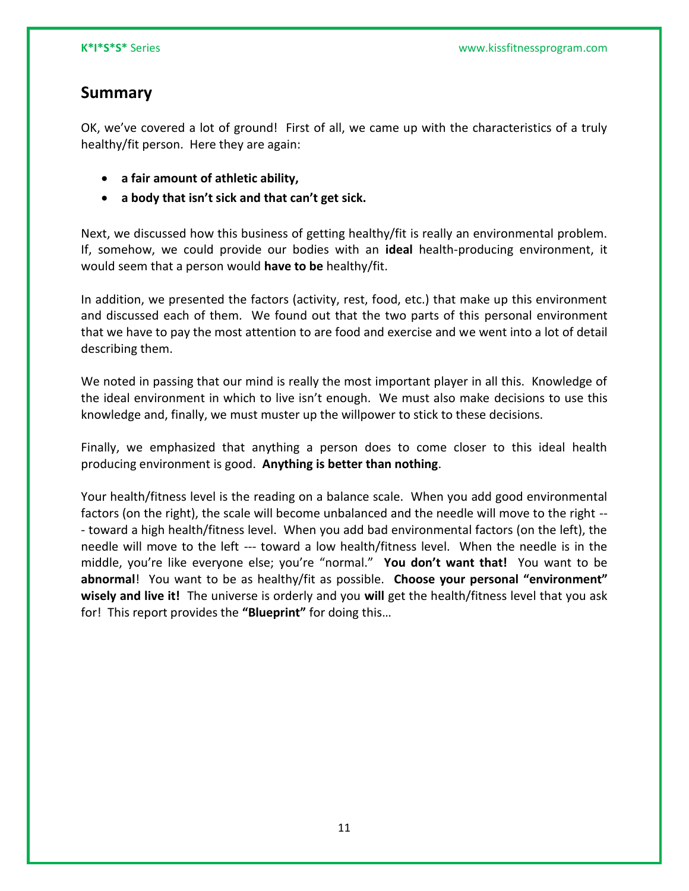## Summary

OK, we've covered a lot of ground! First of all, we came up with the characteristics of a truly healthy/fit person. Here they are again:

- **a fair amount of athletic ability,**
- **a body that isn't sick and that can't get sick.**

Next, we discussed how this business of getting healthy/fit is really an environmental problem. If, somehow, we could provide our bodies with an **ideal** health-producing environment, it would seem that a person would **have to be** healthy/fit.

In addition, we presented the factors (activity, rest, food, etc.) that make up this environment and discussed each of them. We found out that the two parts of this personal environment that we have to pay the most attention to are food and exercise and we went into a lot of detail describing them.

We noted in passing that our mind is really the most important player in all this. Knowledge of the ideal environment in which to live isn't enough. We must also make decisions to use this knowledge and, finally, we must muster up the willpower to stick to these decisions.

Finally, we emphasized that anything a person does to come closer to this ideal health producing environment is good. **Anything is better than nothing**.

Your health/fitness level is the reading on a balance scale. When you add good environmental factors (on the right), the scale will become unbalanced and the needle will move to the right --- toward a high health/fitness level. When you add bad environmental factors (on the left), the needle will move to the left --- toward a low health/fitness level. When the needle is in the middle, you're like everyone else; you're "normal." **You don't want that!** You want to be **abnormal**! You want to be as healthy/fit as possible. **Choose your personal "environment" wisely and live it!** The universe is orderly and you **will** get the health/fitness level that you ask for! This report provides the **"Blueprint"** for doing this…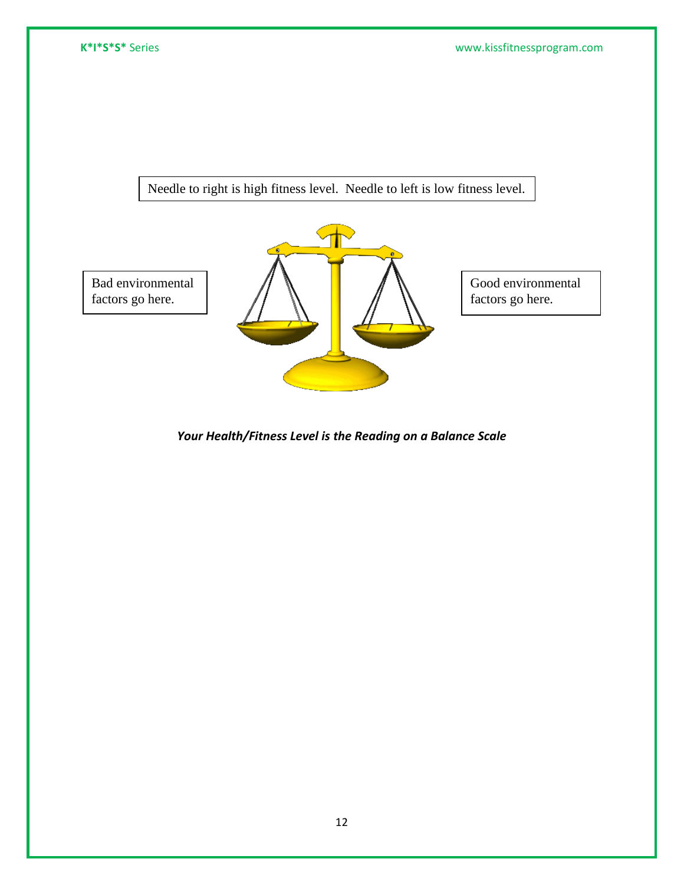Needle to right is high fitness level. Needle to left is low fitness level.

Bad environmental factors go here.

Good environmental factors go here.

***Your Health/Fitness Level is the Reading on a Balance Scale***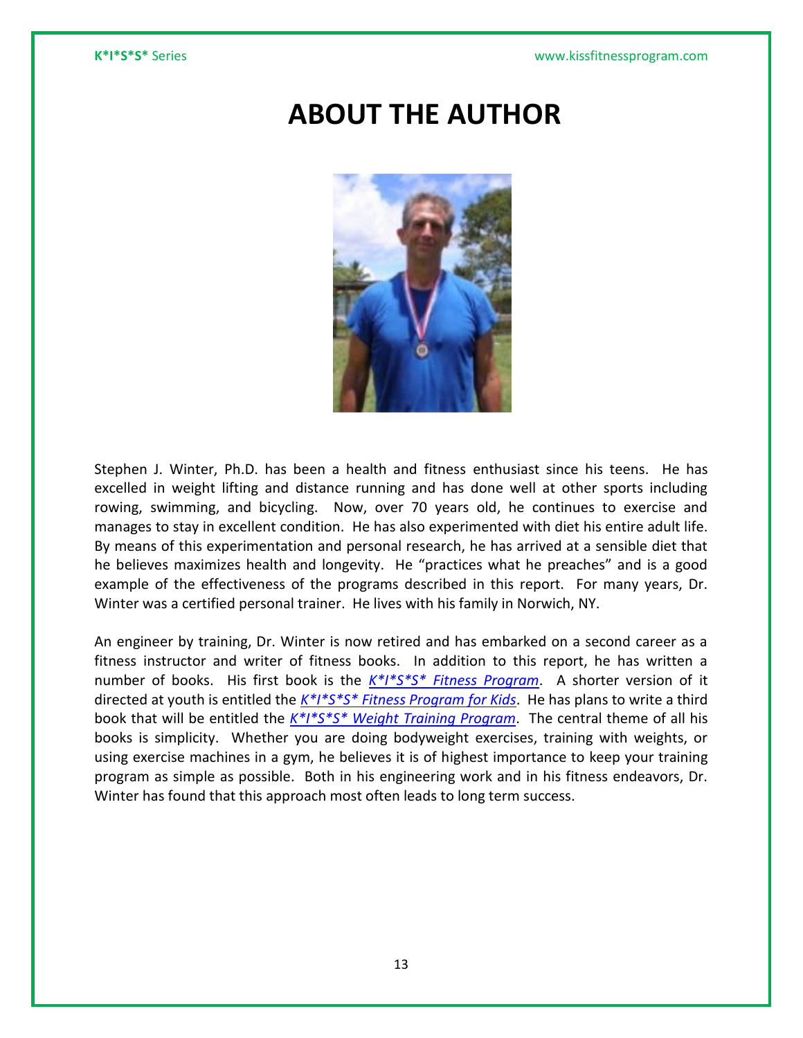# ABOUT THE AUTHOR

Stephen J. Winter, Ph.D. has been a health and fitness enthusiast since his teens. He has excelled in weight lifting and distance running and has done well at other sports including rowing, swimming, and bicycling. Now, over 70 years old, he continues to exercise and manages to stay in excellent condition. He has also experimented with diet his entire adult life. By means of this experimentation and personal research, he has arrived at a sensible diet that he believes maximizes health and longevity. He "practices what he preaches" and is a good example of the effectiveness of the programs described in this report. For many years, Dr. Winter was a certified personal trainer. He lives with his family in Norwich, NY.

An engineer by training, Dr. Winter is now retired and has embarked on a second career as a fitness instructor and writer of fitness books. In addition to this report, he has written a number of books. His first book is the *K*I*S*S* Fitness Program*. A shorter version of it directed at youth is entitled the *K*I*S*S* Fitness Program for Kids*. He has plans to write a third book that will be entitled the *K*I*S*S* Weight Training Program*. The central theme of all his books is simplicity. Whether you are doing bodyweight exercises, training with weights, or using exercise machines in a gym, he believes it is of highest importance to keep your training program as simple as possible. Both in his engineering work and in his fitness endeavors, Dr. Winter has found that this approach most often leads to long term success.